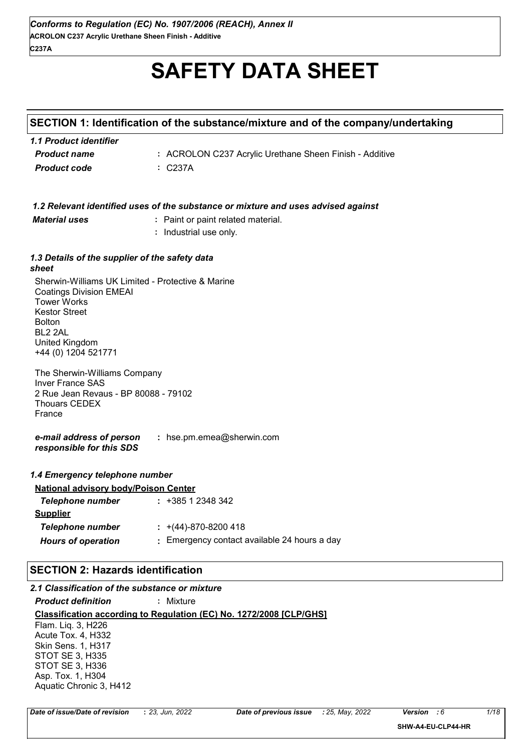# SAFETY DATA SHEET

## SECTION 1: Identification of the substance/mixture and of the company/undertaking

### 1.1 Product identifier

| | |
|---|---|
| *Product name* | : ACROLON C237 Acrylic Urethane Sheen Finish - Additive |
| *Product code* | : C237A |

### 1.2 Relevant identified uses of the substance or mixture and uses advised against

| | |
|---|---|
| *Material uses* | : Paint or paint related material. |
| | : Industrial use only. |

### 1.3 Details of the supplier of the safety data sheet

Sherwin-Williams UK Limited - Protective & Marine Coatings Division EMEAI
Tower Works
Kestor Street
Bolton
BL2 2AL
United Kingdom
+44 (0) 1204 521771

The Sherwin-Williams Company
Inver France SAS
2 Rue Jean Revaus - BP 80088 - 79102
Thouars CEDEX
France

| | |
|---|---|
| *e-mail address of person responsible for this SDS* | : hse.pm.emea@sherwin.com |

### 1.4 Emergency telephone number

**National advisory body/Poison Center**

| | |
|---|---|
| *Telephone number* | : +385 1 2348 342 |

**Supplier**

| | |
|---|---|
| *Telephone number* | : +(44)-870-8200 418 |
| *Hours of operation* | : Emergency contact available 24 hours a day |

## SECTION 2: Hazards identification

### 2.1 Classification of the substance or mixture

| | |
|---|---|
| *Product definition* | : Mixture |

**Classification according to Regulation (EC) No. 1272/2008 [CLP/GHS]**

Flam. Liq. 3, H226
Acute Tox. 4, H332
Skin Sens. 1, H317
STOT SE 3, H335
STOT SE 3, H336
Asp. Tox. 1, H304
Aquatic Chronic 3, H412

| | | | |
|---|---|---|---|
| *Date of issue/Date of revision* : 23, Jun, 2022 | *Date of previous issue* : 25, May, 2022 | *Version* : 6 | SHW-A4-EU-CLP44-HR |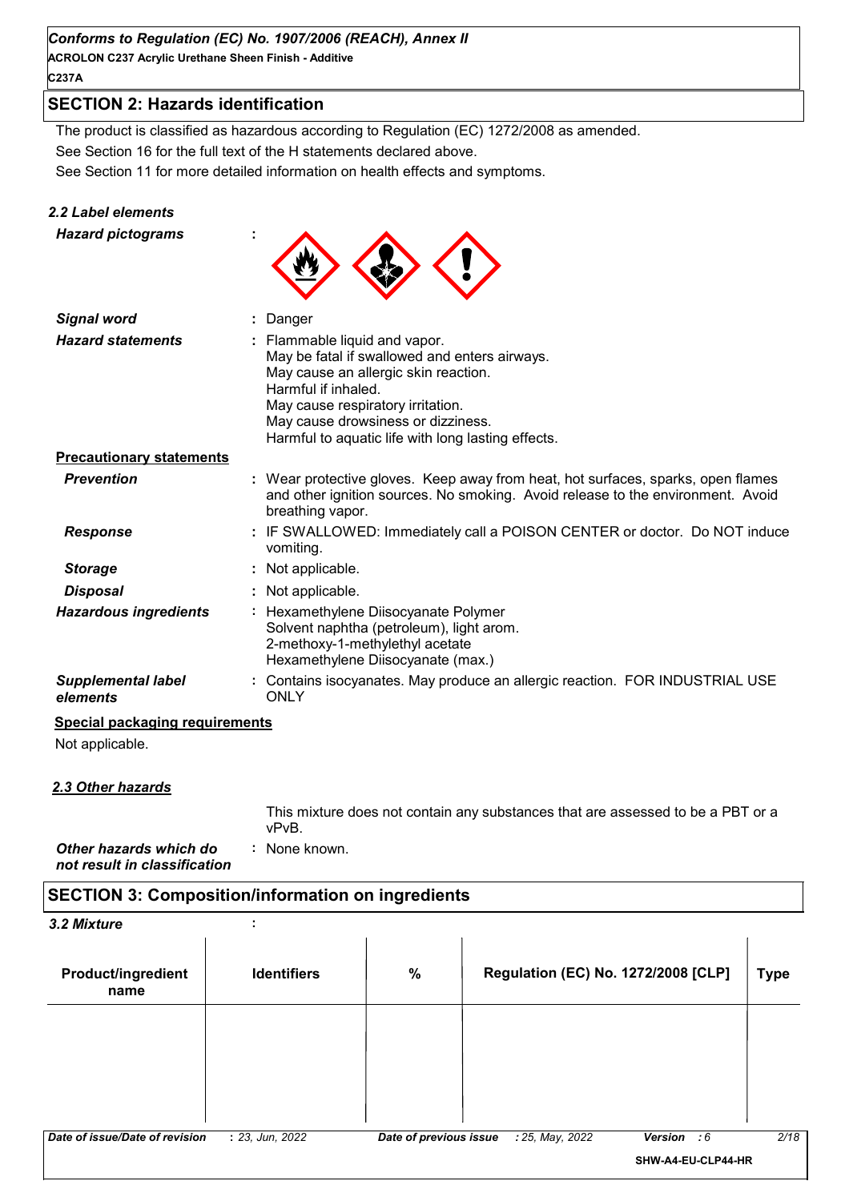## SECTION 2: Hazards identification

The product is classified as hazardous according to Regulation (EC) 1272/2008 as amended.

See Section 16 for the full text of the H statements declared above.

See Section 11 for more detailed information on health effects and symptoms.

### 2.2 Label elements

***Hazard pictograms*** :

***Signal word*** : Danger

***Hazard statements*** : Flammable liquid and vapor.
May be fatal if swallowed and enters airways.
May cause an allergic skin reaction.
Harmful if inhaled.
May cause respiratory irritation.
May cause drowsiness or dizziness.
Harmful to aquatic life with long lasting effects.

**Precautionary statements**

***Prevention*** : Wear protective gloves. Keep away from heat, hot surfaces, sparks, open flames and other ignition sources. No smoking. Avoid release to the environment. Avoid breathing vapor.

***Response*** : IF SWALLOWED: Immediately call a POISON CENTER or doctor. Do NOT induce vomiting.

***Storage*** : Not applicable.

***Disposal*** : Not applicable.

***Hazardous ingredients*** : Hexamethylene Diisocyanate Polymer
Solvent naphtha (petroleum), light arom.
2-methoxy-1-methylethyl acetate
Hexamethylene Diisocyanate (max.)

***Supplemental label elements*** : Contains isocyanates. May produce an allergic reaction. FOR INDUSTRIAL USE ONLY

**Special packaging requirements**

Not applicable.

### *2.3 Other hazards*

This mixture does not contain any substances that are assessed to be a PBT or a vPvB.

***Other hazards which do not result in classification*** : None known.

## SECTION 3: Composition/information on ingredients

### 3.2 Mixture :

| Product/ingredient name | Identifiers | % | Regulation (EC) No. 1272/2008 [CLP] | Type |
|---|---|---|---|---|
| | | | | |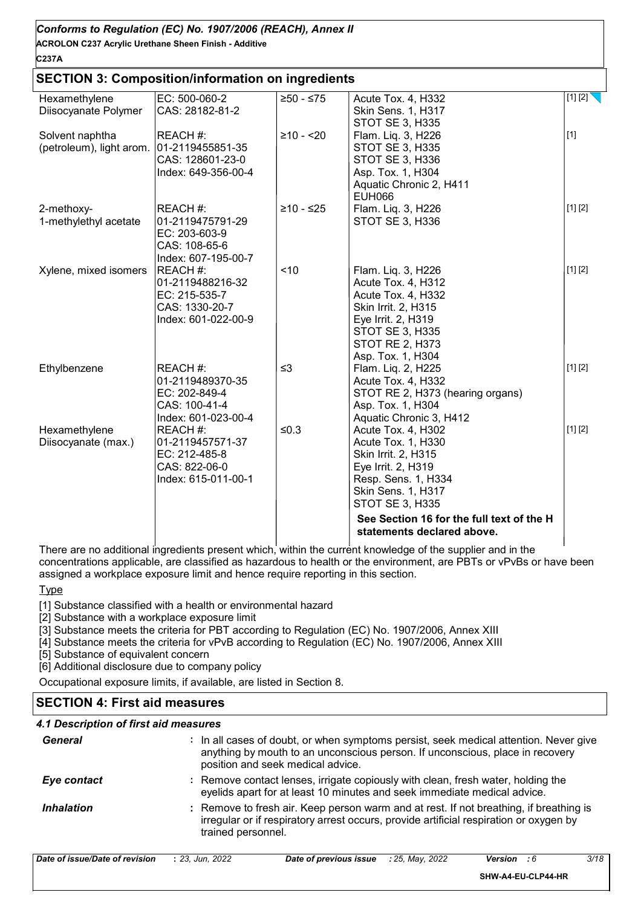## SECTION 3: Composition/information on ingredients

| Product/ingredient name | Identifiers | % | Classification | Type |
|---|---|---|---|---|
| Hexamethylene Diisocyanate Polymer | EC: 500-060-2<br>CAS: 28182-81-2 | ≥50 - ≤75 | Acute Tox. 4, H332<br>Skin Sens. 1, H317<br>STOT SE 3, H335 | [1] [2] |
| Solvent naphtha (petroleum), light arom. | REACH #: 01-2119455851-35<br>CAS: 128601-23-0<br>Index: 649-356-00-4 | ≥10 - <20 | Flam. Liq. 3, H226<br>STOT SE 3, H335<br>STOT SE 3, H336<br>Asp. Tox. 1, H304<br>Aquatic Chronic 2, H411<br>EUH066 | [1] |
| 2-methoxy-1-methylethyl acetate | REACH #: 01-2119475791-29<br>EC: 203-603-9<br>CAS: 108-65-6<br>Index: 607-195-00-7 | ≥10 - ≤25 | Flam. Liq. 3, H226<br>STOT SE 3, H336 | [1] [2] |
| Xylene, mixed isomers | REACH #: 01-2119488216-32<br>EC: 215-535-7<br>CAS: 1330-20-7<br>Index: 601-022-00-9 | <10 | Flam. Liq. 3, H226<br>Acute Tox. 4, H312<br>Acute Tox. 4, H332<br>Skin Irrit. 2, H315<br>Eye Irrit. 2, H319<br>STOT SE 3, H335<br>STOT RE 2, H373<br>Asp. Tox. 1, H304 | [1] [2] |
| Ethylbenzene | REACH #: 01-2119489370-35<br>EC: 202-849-4<br>CAS: 100-41-4<br>Index: 601-023-00-4 | ≤3 | Flam. Liq. 2, H225<br>Acute Tox. 4, H332<br>STOT RE 2, H373 (hearing organs)<br>Asp. Tox. 1, H304<br>Aquatic Chronic 3, H412 | [1] [2] |
| Hexamethylene Diisocyanate (max.) | REACH #: 01-2119457571-37<br>EC: 212-485-8<br>CAS: 822-06-0<br>Index: 615-011-00-1 | ≤0.3 | Acute Tox. 4, H302<br>Acute Tox. 1, H330<br>Skin Irrit. 2, H315<br>Eye Irrit. 2, H319<br>Resp. Sens. 1, H334<br>Skin Sens. 1, H317<br>STOT SE 3, H335 | [1] [2] |
| | | | **See Section 16 for the full text of the H statements declared above.** | |

There are no additional ingredients present which, within the current knowledge of the supplier and in the concentrations applicable, are classified as hazardous to health or the environment, are PBTs or vPvBs or have been assigned a workplace exposure limit and hence require reporting in this section.

Type

[1] Substance classified with a health or environmental hazard

[2] Substance with a workplace exposure limit

[3] Substance meets the criteria for PBT according to Regulation (EC) No. 1907/2006, Annex XIII

[4] Substance meets the criteria for vPvB according to Regulation (EC) No. 1907/2006, Annex XIII

[5] Substance of equivalent concern

[6] Additional disclosure due to company policy

Occupational exposure limits, if available, are listed in Section 8.

## SECTION 4: First aid measures

### 4.1 Description of first aid measures

***General*** : In all cases of doubt, or when symptoms persist, seek medical attention. Never give anything by mouth to an unconscious person. If unconscious, place in recovery position and seek medical advice.

***Eye contact*** : Remove contact lenses, irrigate copiously with clean, fresh water, holding the eyelids apart for at least 10 minutes and seek immediate medical advice.

***Inhalation*** : Remove to fresh air. Keep person warm and at rest. If not breathing, if breathing is irregular or if respiratory arrest occurs, provide artificial respiration or oxygen by trained personnel.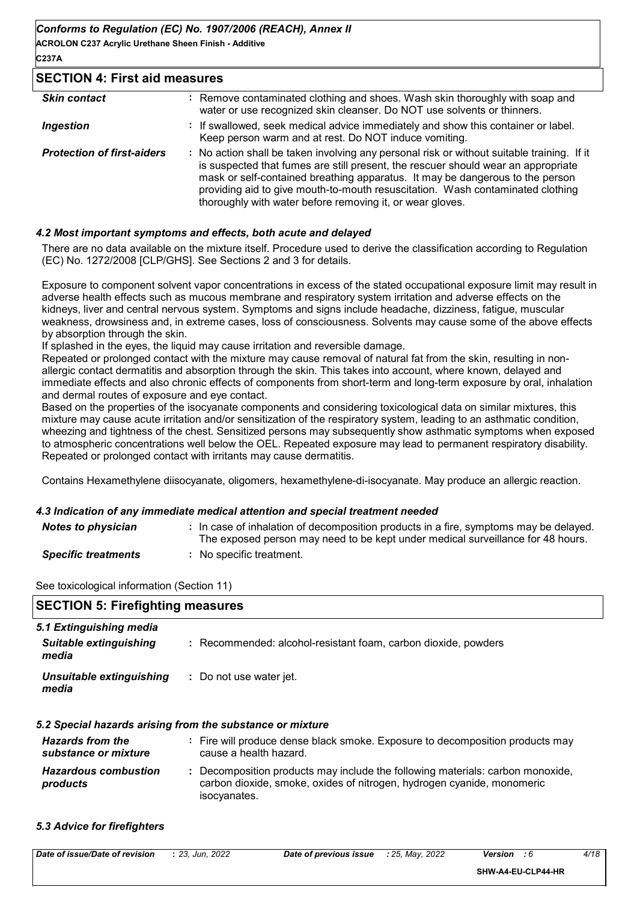## SECTION 4: First aid measures

| | |
|---|---|
| ***Skin contact*** | : Remove contaminated clothing and shoes. Wash skin thoroughly with soap and water or use recognized skin cleanser. Do NOT use solvents or thinners. |
| ***Ingestion*** | : If swallowed, seek medical advice immediately and show this container or label. Keep person warm and at rest. Do NOT induce vomiting. |
| ***Protection of first-aiders*** | : No action shall be taken involving any personal risk or without suitable training. If it is suspected that fumes are still present, the rescuer should wear an appropriate mask or self-contained breathing apparatus. It may be dangerous to the person providing aid to give mouth-to-mouth resuscitation. Wash contaminated clothing thoroughly with water before removing it, or wear gloves. |

### *4.2 Most important symptoms and effects, both acute and delayed*

There are no data available on the mixture itself. Procedure used to derive the classification according to Regulation (EC) No. 1272/2008 [CLP/GHS]. See Sections 2 and 3 for details.

Exposure to component solvent vapor concentrations in excess of the stated occupational exposure limit may result in adverse health effects such as mucous membrane and respiratory system irritation and adverse effects on the kidneys, liver and central nervous system. Symptoms and signs include headache, dizziness, fatigue, muscular weakness, drowsiness and, in extreme cases, loss of consciousness. Solvents may cause some of the above effects by absorption through the skin.
If splashed in the eyes, the liquid may cause irritation and reversible damage.
Repeated or prolonged contact with the mixture may cause removal of natural fat from the skin, resulting in non-allergic contact dermatitis and absorption through the skin. This takes into account, where known, delayed and immediate effects and also chronic effects of components from short-term and long-term exposure by oral, inhalation and dermal routes of exposure and eye contact.
Based on the properties of the isocyanate components and considering toxicological data on similar mixtures, this mixture may cause acute irritation and/or sensitization of the respiratory system, leading to an asthmatic condition, wheezing and tightness of the chest. Sensitized persons may subsequently show asthmatic symptoms when exposed to atmospheric concentrations well below the OEL. Repeated exposure may lead to permanent respiratory disability.
Repeated or prolonged contact with irritants may cause dermatitis.

Contains Hexamethylene diisocyanate, oligomers, hexamethylene-di-isocyanate. May produce an allergic reaction.

### *4.3 Indication of any immediate medical attention and special treatment needed*

| | |
|---|---|
| ***Notes to physician*** | : In case of inhalation of decomposition products in a fire, symptoms may be delayed. The exposed person may need to be kept under medical surveillance for 48 hours. |
| ***Specific treatments*** | : No specific treatment. |

See toxicological information (Section 11)

## SECTION 5: Firefighting measures

### *5.1 Extinguishing media*

| | |
|---|---|
| ***Suitable extinguishing media*** | : Recommended: alcohol-resistant foam, carbon dioxide, powders |
| ***Unsuitable extinguishing media*** | : Do not use water jet. |

### *5.2 Special hazards arising from the substance or mixture*

| | |
|---|---|
| ***Hazards from the substance or mixture*** | : Fire will produce dense black smoke. Exposure to decomposition products may cause a health hazard. |
| ***Hazardous combustion products*** | : Decomposition products may include the following materials: carbon monoxide, carbon dioxide, smoke, oxides of nitrogen, hydrogen cyanide, monomeric isocyanates. |

### *5.3 Advice for firefighters*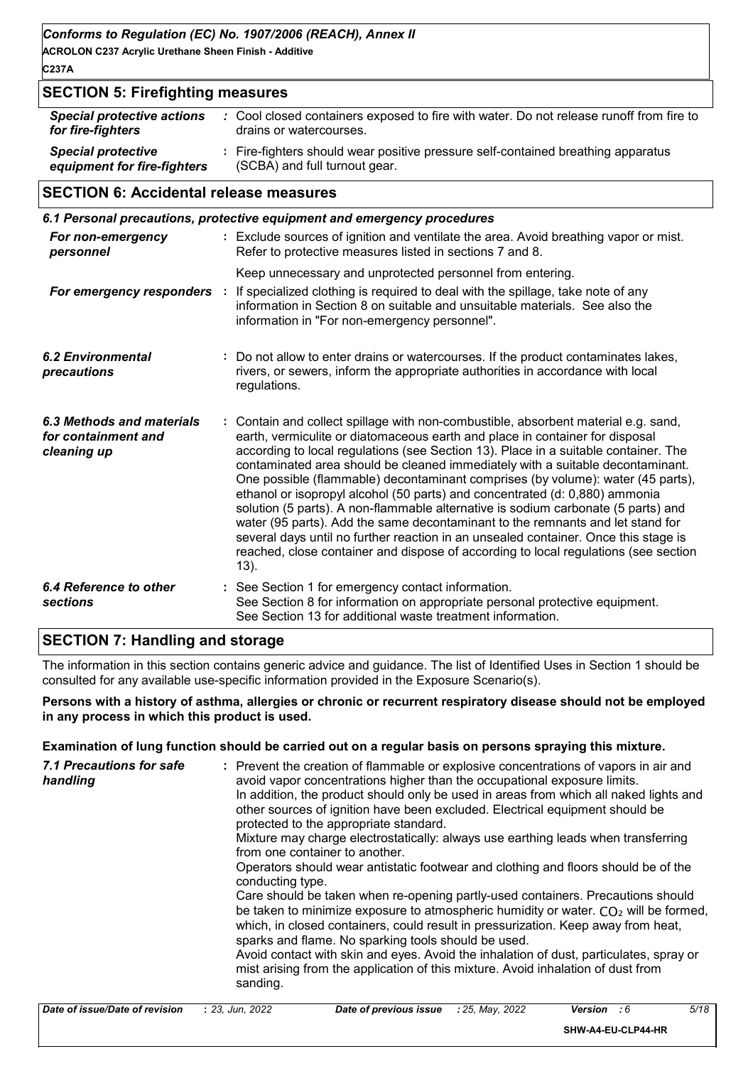## SECTION 5: Firefighting measures

| | |
|---|---|
| ***Special protective actions for fire-fighters*** | : Cool closed containers exposed to fire with water. Do not release runoff from fire to drains or watercourses. |
| ***Special protective equipment for fire-fighters*** | : Fire-fighters should wear positive pressure self-contained breathing apparatus (SCBA) and full turnout gear. |

## SECTION 6: Accidental release measures

### *6.1 Personal precautions, protective equipment and emergency procedures*

| | |
|---|---|
| ***For non-emergency personnel*** | : Exclude sources of ignition and ventilate the area. Avoid breathing vapor or mist. Refer to protective measures listed in sections 7 and 8.<br>Keep unnecessary and unprotected personnel from entering. |
| ***For emergency responders*** | : If specialized clothing is required to deal with the spillage, take note of any information in Section 8 on suitable and unsuitable materials. See also the information in "For non-emergency personnel". |
| ***6.2 Environmental precautions*** | : Do not allow to enter drains or watercourses. If the product contaminates lakes, rivers, or sewers, inform the appropriate authorities in accordance with local regulations. |
| ***6.3 Methods and materials for containment and cleaning up*** | : Contain and collect spillage with non-combustible, absorbent material e.g. sand, earth, vermiculite or diatomaceous earth and place in container for disposal according to local regulations (see Section 13). Place in a suitable container. The contaminated area should be cleaned immediately with a suitable decontaminant. One possible (flammable) decontaminant comprises (by volume): water (45 parts), ethanol or isopropyl alcohol (50 parts) and concentrated (d: 0,880) ammonia solution (5 parts). A non-flammable alternative is sodium carbonate (5 parts) and water (95 parts). Add the same decontaminant to the remnants and let stand for several days until no further reaction in an unsealed container. Once this stage is reached, close container and dispose of according to local regulations (see section 13). |
| ***6.4 Reference to other sections*** | : See Section 1 for emergency contact information.<br>See Section 8 for information on appropriate personal protective equipment.<br>See Section 13 for additional waste treatment information. |

## SECTION 7: Handling and storage

The information in this section contains generic advice and guidance. The list of Identified Uses in Section 1 should be consulted for any available use-specific information provided in the Exposure Scenario(s).

**Persons with a history of asthma, allergies or chronic or recurrent respiratory disease should not be employed in any process in which this product is used.**

**Examination of lung function should be carried out on a regular basis on persons spraying this mixture.**

| | |
|---|---|
| ***7.1 Precautions for safe handling*** | : Prevent the creation of flammable or explosive concentrations of vapors in air and avoid vapor concentrations higher than the occupational exposure limits.<br>In addition, the product should only be used in areas from which all naked lights and other sources of ignition have been excluded. Electrical equipment should be protected to the appropriate standard.<br>Mixture may charge electrostatically: always use earthing leads when transferring from one container to another.<br>Operators should wear antistatic footwear and clothing and floors should be of the conducting type.<br>Care should be taken when re-opening partly-used containers. Precautions should be taken to minimize exposure to atmospheric humidity or water. $CO_2$ will be formed, which, in closed containers, could result in pressurization. Keep away from heat, sparks and flame. No sparking tools should be used.<br>Avoid contact with skin and eyes. Avoid the inhalation of dust, particulates, spray or mist arising from the application of this mixture. Avoid inhalation of dust from sanding. |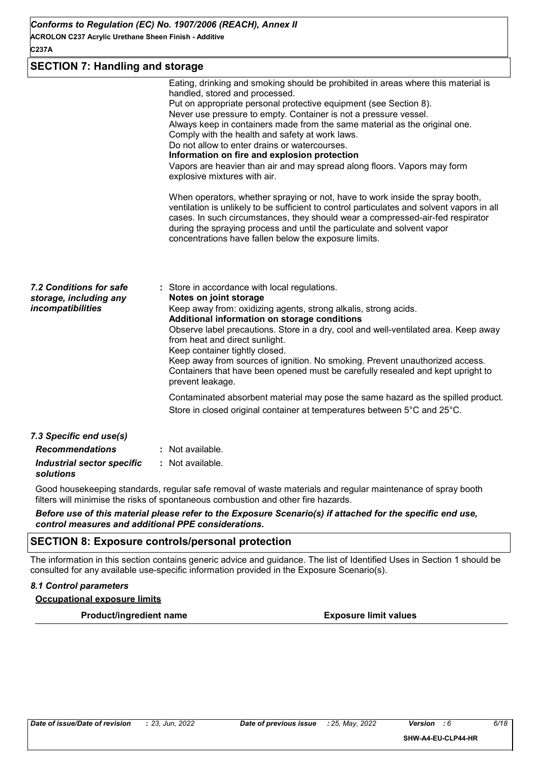## SECTION 7: Handling and storage

Eating, drinking and smoking should be prohibited in areas where this material is handled, stored and processed.
Put on appropriate personal protective equipment (see Section 8).
Never use pressure to empty. Container is not a pressure vessel.
Always keep in containers made from the same material as the original one.
Comply with the health and safety at work laws.
Do not allow to enter drains or watercourses.

**Information on fire and explosion protection**

Vapors are heavier than air and may spread along floors. Vapors may form explosive mixtures with air.

When operators, whether spraying or not, have to work inside the spray booth, ventilation is unlikely to be sufficient to control particulates and solvent vapors in all cases. In such circumstances, they should wear a compressed-air-fed respirator during the spraying process and until the particulate and solvent vapor concentrations have fallen below the exposure limits.

*7.2 Conditions for safe storage, including any incompatibilities* : Store in accordance with local regulations.

**Notes on joint storage**

Keep away from: oxidizing agents, strong alkalis, strong acids.

**Additional information on storage conditions**

Observe label precautions. Store in a dry, cool and well-ventilated area. Keep away from heat and direct sunlight.
Keep container tightly closed.
Keep away from sources of ignition. No smoking. Prevent unauthorized access.
Containers that have been opened must be carefully resealed and kept upright to prevent leakage.

Contaminated absorbent material may pose the same hazard as the spilled product.

Store in closed original container at temperatures between 5°C and 25°C.

*7.3 Specific end use(s)*

***Recommendations*** : Not available.

***Industrial sector specific solutions*** : Not available.

Good housekeeping standards, regular safe removal of waste materials and regular maintenance of spray booth filters will minimise the risks of spontaneous combustion and other fire hazards.

***Before use of this material please refer to the Exposure Scenario(s) if attached for the specific end use, control measures and additional PPE considerations.***

## SECTION 8: Exposure controls/personal protection

The information in this section contains generic advice and guidance. The list of Identified Uses in Section 1 should be consulted for any available use-specific information provided in the Exposure Scenario(s).

*8.1 Control parameters*

**Occupational exposure limits**

| Product/ingredient name | Exposure limit values |
| --- | --- |

Date of issue/Date of revision : 23, Jun, 2022 — Date of previous issue : 25, May, 2022 — Version : 6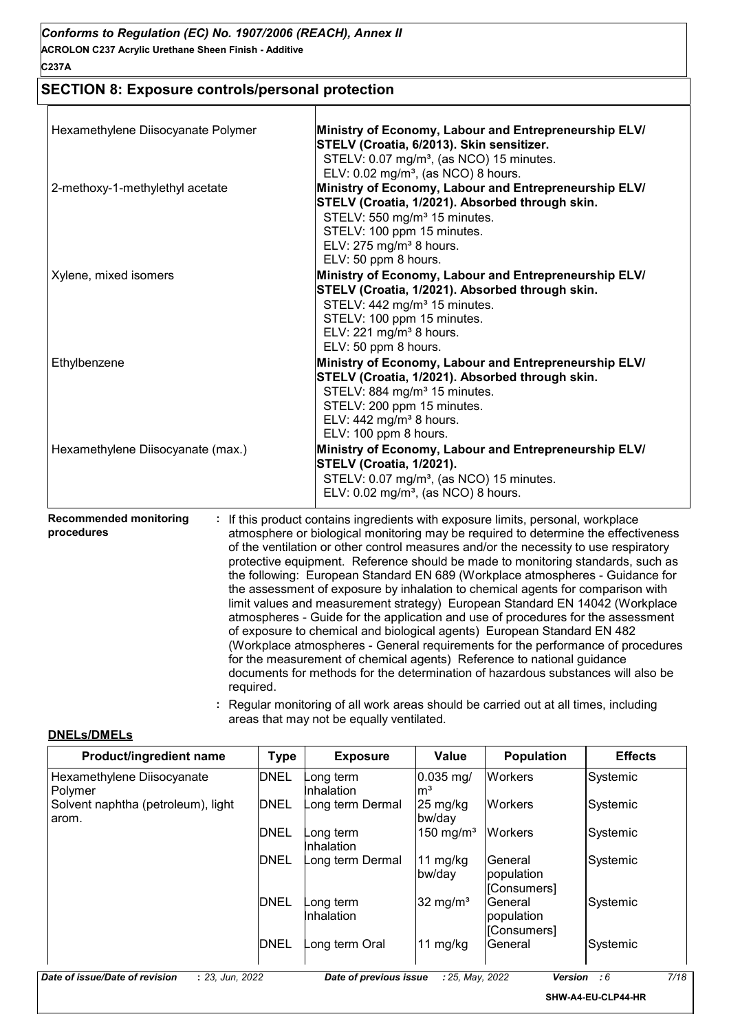## SECTION 8: Exposure controls/personal protection

| | |
|---|---|
| Hexamethylene Diisocyanate Polymer | **Ministry of Economy, Labour and Entrepreneurship ELV/ STELV (Croatia, 6/2013). Skin sensitizer.**<br>STELV: 0.07 mg/m³, (as NCO) 15 minutes.<br>ELV: 0.02 mg/m³, (as NCO) 8 hours. |
| 2-methoxy-1-methylethyl acetate | **Ministry of Economy, Labour and Entrepreneurship ELV/ STELV (Croatia, 1/2021). Absorbed through skin.**<br>STELV: 550 mg/m³ 15 minutes.<br>STELV: 100 ppm 15 minutes.<br>ELV: 275 mg/m³ 8 hours.<br>ELV: 50 ppm 8 hours. |
| Xylene, mixed isomers | **Ministry of Economy, Labour and Entrepreneurship ELV/ STELV (Croatia, 1/2021). Absorbed through skin.**<br>STELV: 442 mg/m³ 15 minutes.<br>STELV: 100 ppm 15 minutes.<br>ELV: 221 mg/m³ 8 hours.<br>ELV: 50 ppm 8 hours. |
| Ethylbenzene | **Ministry of Economy, Labour and Entrepreneurship ELV/ STELV (Croatia, 1/2021). Absorbed through skin.**<br>STELV: 884 mg/m³ 15 minutes.<br>STELV: 200 ppm 15 minutes.<br>ELV: 442 mg/m³ 8 hours.<br>ELV: 100 ppm 8 hours. |
| Hexamethylene Diisocyanate (max.) | **Ministry of Economy, Labour and Entrepreneurship ELV/ STELV (Croatia, 1/2021).**<br>STELV: 0.07 mg/m³, (as NCO) 15 minutes.<br>ELV: 0.02 mg/m³, (as NCO) 8 hours. |

**Recommended monitoring procedures** : If this product contains ingredients with exposure limits, personal, workplace atmosphere or biological monitoring may be required to determine the effectiveness of the ventilation or other control measures and/or the necessity to use respiratory protective equipment. Reference should be made to monitoring standards, such as the following: European Standard EN 689 (Workplace atmospheres - Guidance for the assessment of exposure by inhalation to chemical agents for comparison with limit values and measurement strategy) European Standard EN 14042 (Workplace atmospheres - Guide for the application and use of procedures for the assessment of exposure to chemical and biological agents) European Standard EN 482 (Workplace atmospheres - General requirements for the performance of procedures for the measurement of chemical agents) Reference to national guidance documents for methods for the determination of hazardous substances will also be required.

: Regular monitoring of all work areas should be carried out at all times, including areas that may not be equally ventilated.

### DNELs/DMELs

| Product/ingredient name | Type | Exposure | Value | Population | Effects |
|---|---|---|---|---|---|
| Hexamethylene Diisocyanate Polymer | DNEL | Long term Inhalation | 0.035 mg/ m³ | Workers | Systemic |
| Solvent naphtha (petroleum), light arom. | DNEL | Long term Dermal | 25 mg/kg bw/day | Workers | Systemic |
| | DNEL | Long term Inhalation | 150 mg/m³ | Workers | Systemic |
| | DNEL | Long term Dermal | 11 mg/kg bw/day | General population [Consumers] | Systemic |
| | DNEL | Long term Inhalation | 32 mg/m³ | General population [Consumers] | Systemic |
| | DNEL | Long term Oral | 11 mg/kg | General | Systemic |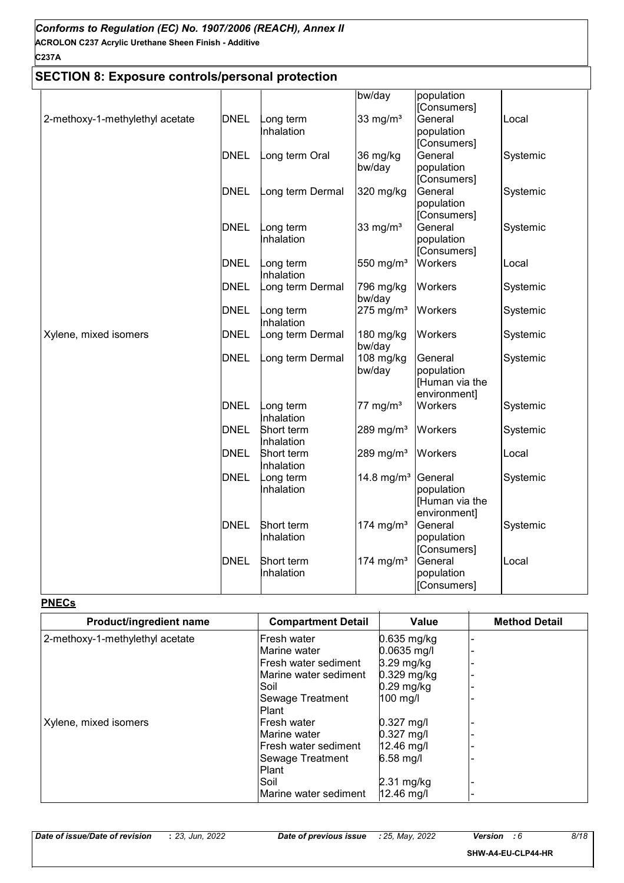## SECTION 8: Exposure controls/personal protection

| | | | | | |
|---|---|---|---|---|---|
| | | | bw/day | population [Consumers] | |
| 2-methoxy-1-methylethyl acetate | DNEL | Long term Inhalation | 33 mg/m³ | General population [Consumers] | Local |
| | DNEL | Long term Oral | 36 mg/kg bw/day | General population [Consumers] | Systemic |
| | DNEL | Long term Dermal | 320 mg/kg | General population [Consumers] | Systemic |
| | DNEL | Long term Inhalation | 33 mg/m³ | General population [Consumers] | Systemic |
| | DNEL | Long term Inhalation | 550 mg/m³ | Workers | Local |
| | DNEL | Long term Dermal | 796 mg/kg bw/day | Workers | Systemic |
| | DNEL | Long term Inhalation | 275 mg/m³ | Workers | Systemic |
| Xylene, mixed isomers | DNEL | Long term Dermal | 180 mg/kg bw/day | Workers | Systemic |
| | DNEL | Long term Dermal | 108 mg/kg bw/day | General population [Human via the environment] | Systemic |
| | DNEL | Long term Inhalation | 77 mg/m³ | Workers | Systemic |
| | DNEL | Short term Inhalation | 289 mg/m³ | Workers | Systemic |
| | DNEL | Short term Inhalation | 289 mg/m³ | Workers | Local |
| | DNEL | Long term Inhalation | 14.8 mg/m³ | General population [Human via the environment] | Systemic |
| | DNEL | Short term Inhalation | 174 mg/m³ | General population [Consumers] | Systemic |
| | DNEL | Short term Inhalation | 174 mg/m³ | General population [Consumers] | Local |

**PNECs**

| Product/ingredient name | Compartment Detail | Value | Method Detail |
|---|---|---|---|
| 2-methoxy-1-methylethyl acetate | Fresh water | 0.635 mg/kg | - |
| | Marine water | 0.0635 mg/l | - |
| | Fresh water sediment | 3.29 mg/kg | - |
| | Marine water sediment | 0.329 mg/kg | - |
| | Soil | 0.29 mg/kg | - |
| | Sewage Treatment Plant | 100 mg/l | - |
| Xylene, mixed isomers | Fresh water | 0.327 mg/l | - |
| | Marine water | 0.327 mg/l | - |
| | Fresh water sediment | 12.46 mg/l | - |
| | Sewage Treatment Plant | 6.58 mg/l | - |
| | Soil | 2.31 mg/kg | - |
| | Marine water sediment | 12.46 mg/l | - |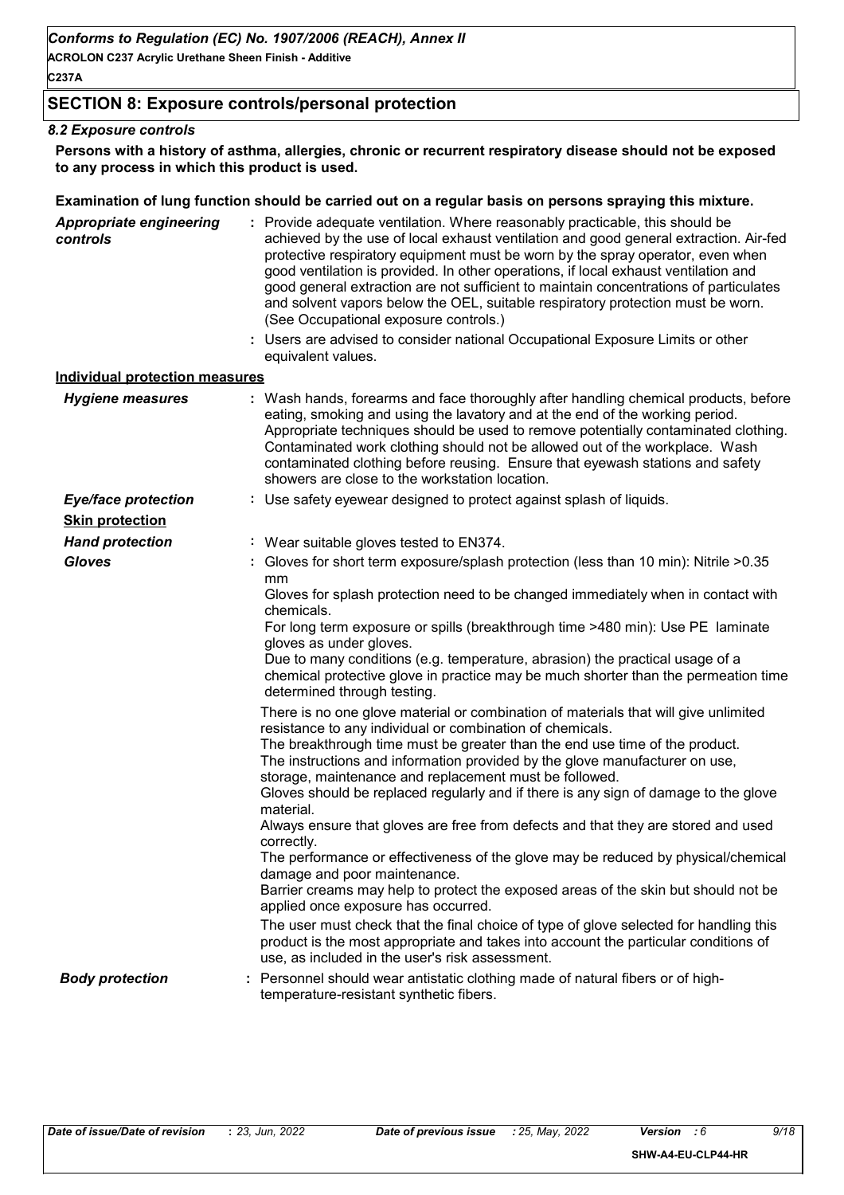## SECTION 8: Exposure controls/personal protection

### *8.2 Exposure controls*

**Persons with a history of asthma, allergies, chronic or recurrent respiratory disease should not be exposed to any process in which this product is used.**

**Examination of lung function should be carried out on a regular basis on persons spraying this mixture.**

***Appropriate engineering controls*** : Provide adequate ventilation. Where reasonably practicable, this should be achieved by the use of local exhaust ventilation and good general extraction. Air-fed protective respiratory equipment must be worn by the spray operator, even when good ventilation is provided. In other operations, if local exhaust ventilation and good general extraction are not sufficient to maintain concentrations of particulates and solvent vapors below the OEL, suitable respiratory protection must be worn. (See Occupational exposure controls.)

: Users are advised to consider national Occupational Exposure Limits or other equivalent values.

**Individual protection measures**

***Hygiene measures*** : Wash hands, forearms and face thoroughly after handling chemical products, before eating, smoking and using the lavatory and at the end of the working period. Appropriate techniques should be used to remove potentially contaminated clothing. Contaminated work clothing should not be allowed out of the workplace. Wash contaminated clothing before reusing. Ensure that eyewash stations and safety showers are close to the workstation location.

***Eye/face protection*** : Use safety eyewear designed to protect against splash of liquids.

***Skin protection***

***Hand protection*** : Wear suitable gloves tested to EN374.

***Gloves*** : Gloves for short term exposure/splash protection (less than 10 min): Nitrile >0.35 mm
Gloves for splash protection need to be changed immediately when in contact with chemicals.
For long term exposure or spills (breakthrough time >480 min): Use PE laminate gloves as under gloves.
Due to many conditions (e.g. temperature, abrasion) the practical usage of a chemical protective glove in practice may be much shorter than the permeation time determined through testing.

There is no one glove material or combination of materials that will give unlimited resistance to any individual or combination of chemicals.
The breakthrough time must be greater than the end use time of the product.
The instructions and information provided by the glove manufacturer on use, storage, maintenance and replacement must be followed.
Gloves should be replaced regularly and if there is any sign of damage to the glove material.
Always ensure that gloves are free from defects and that they are stored and used correctly.
The performance or effectiveness of the glove may be reduced by physical/chemical damage and poor maintenance.
Barrier creams may help to protect the exposed areas of the skin but should not be applied once exposure has occurred.

The user must check that the final choice of type of glove selected for handling this product is the most appropriate and takes into account the particular conditions of use, as included in the user's risk assessment.

***Body protection*** : Personnel should wear antistatic clothing made of natural fibers or of high-temperature-resistant synthetic fibers.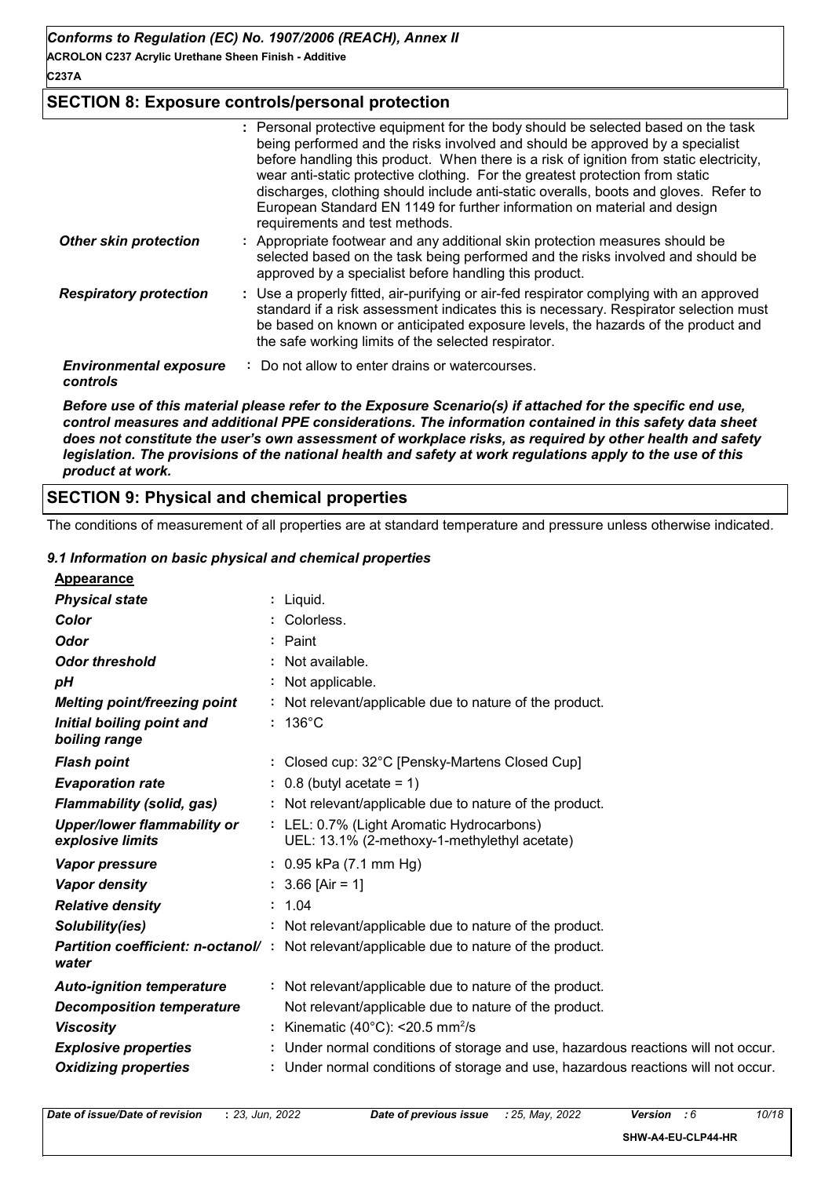## SECTION 8: Exposure controls/personal protection

| | |
|---|---|
| | : Personal protective equipment for the body should be selected based on the task being performed and the risks involved and should be approved by a specialist before handling this product. When there is a risk of ignition from static electricity, wear anti-static protective clothing. For the greatest protection from static discharges, clothing should include anti-static overalls, boots and gloves. Refer to European Standard EN 1149 for further information on material and design requirements and test methods. |
| ***Other skin protection*** | : Appropriate footwear and any additional skin protection measures should be selected based on the task being performed and the risks involved and should be approved by a specialist before handling this product. |
| ***Respiratory protection*** | : Use a properly fitted, air-purifying or air-fed respirator complying with an approved standard if a risk assessment indicates this is necessary. Respirator selection must be based on known or anticipated exposure levels, the hazards of the product and the safe working limits of the selected respirator. |
| ***Environmental exposure controls*** | : Do not allow to enter drains or watercourses. |

***Before use of this material please refer to the Exposure Scenario(s) if attached for the specific end use, control measures and additional PPE considerations. The information contained in this safety data sheet does not constitute the user's own assessment of workplace risks, as required by other health and safety legislation. The provisions of the national health and safety at work regulations apply to the use of this product at work.***

## SECTION 9: Physical and chemical properties

The conditions of measurement of all properties are at standard temperature and pressure unless otherwise indicated.

### *9.1 Information on basic physical and chemical properties*

**Appearance**

| | |
|---|---|
| ***Physical state*** | : Liquid. |
| ***Color*** | : Colorless. |
| ***Odor*** | : Paint |
| ***Odor threshold*** | : Not available. |
| ***pH*** | : Not applicable. |
| ***Melting point/freezing point*** | : Not relevant/applicable due to nature of the product. |
| ***Initial boiling point and boiling range*** | : 136°C |
| ***Flash point*** | : Closed cup: 32°C [Pensky-Martens Closed Cup] |
| ***Evaporation rate*** | : 0.8 (butyl acetate = 1) |
| ***Flammability (solid, gas)*** | : Not relevant/applicable due to nature of the product. |
| ***Upper/lower flammability or explosive limits*** | : LEL: 0.7% (Light Aromatic Hydrocarbons)<br>UEL: 13.1% (2-methoxy-1-methylethyl acetate) |
| ***Vapor pressure*** | : 0.95 kPa (7.1 mm Hg) |
| ***Vapor density*** | : 3.66 [Air = 1] |
| ***Relative density*** | : 1.04 |
| ***Solubility(ies)*** | : Not relevant/applicable due to nature of the product. |
| ***Partition coefficient: n-octanol/ water*** | : Not relevant/applicable due to nature of the product. |
| ***Auto-ignition temperature*** | : Not relevant/applicable due to nature of the product. |
| ***Decomposition temperature*** | Not relevant/applicable due to nature of the product. |
| ***Viscosity*** | : Kinematic (40°C): <20.5 $mm^2/s$ |
| ***Explosive properties*** | : Under normal conditions of storage and use, hazardous reactions will not occur. |
| ***Oxidizing properties*** | : Under normal conditions of storage and use, hazardous reactions will not occur. |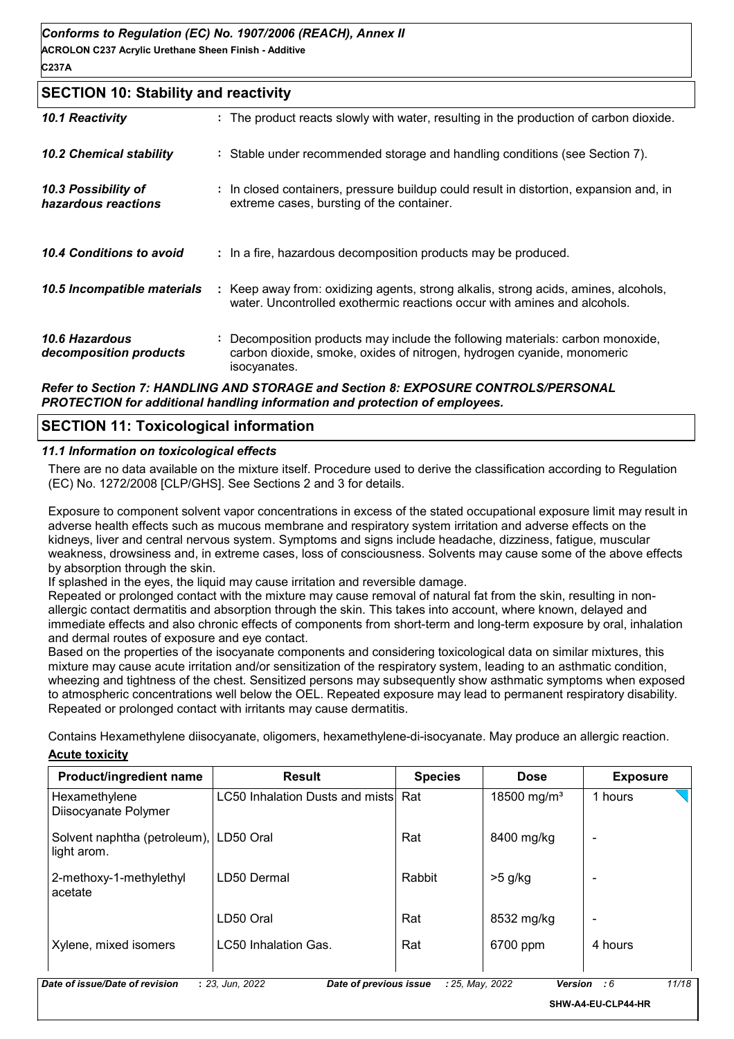## SECTION 10: Stability and reactivity

| | |
|---|---|
| ***10.1 Reactivity*** | : The product reacts slowly with water, resulting in the production of carbon dioxide. |
| ***10.2 Chemical stability*** | : Stable under recommended storage and handling conditions (see Section 7). |
| ***10.3 Possibility of hazardous reactions*** | : In closed containers, pressure buildup could result in distortion, expansion and, in extreme cases, bursting of the container. |
| ***10.4 Conditions to avoid*** | : In a fire, hazardous decomposition products may be produced. |
| ***10.5 Incompatible materials*** | : Keep away from: oxidizing agents, strong alkalis, strong acids, amines, alcohols, water. Uncontrolled exothermic reactions occur with amines and alcohols. |
| ***10.6 Hazardous decomposition products*** | : Decomposition products may include the following materials: carbon monoxide, carbon dioxide, smoke, oxides of nitrogen, hydrogen cyanide, monomeric isocyanates. |

***Refer to Section 7: HANDLING AND STORAGE and Section 8: EXPOSURE CONTROLS/PERSONAL PROTECTION for additional handling information and protection of employees.***

## SECTION 11: Toxicological information

### *11.1 Information on toxicological effects*

There are no data available on the mixture itself. Procedure used to derive the classification according to Regulation (EC) No. 1272/2008 [CLP/GHS]. See Sections 2 and 3 for details.

Exposure to component solvent vapor concentrations in excess of the stated occupational exposure limit may result in adverse health effects such as mucous membrane and respiratory system irritation and adverse effects on the kidneys, liver and central nervous system. Symptoms and signs include headache, dizziness, fatigue, muscular weakness, drowsiness and, in extreme cases, loss of consciousness. Solvents may cause some of the above effects by absorption through the skin.
If splashed in the eyes, the liquid may cause irritation and reversible damage.
Repeated or prolonged contact with the mixture may cause removal of natural fat from the skin, resulting in non-allergic contact dermatitis and absorption through the skin. This takes into account, where known, delayed and immediate effects and also chronic effects of components from short-term and long-term exposure by oral, inhalation and dermal routes of exposure and eye contact.
Based on the properties of the isocyanate components and considering toxicological data on similar mixtures, this mixture may cause acute irritation and/or sensitization of the respiratory system, leading to an asthmatic condition, wheezing and tightness of the chest. Sensitized persons may subsequently show asthmatic symptoms when exposed to atmospheric concentrations well below the OEL. Repeated exposure may lead to permanent respiratory disability.
Repeated or prolonged contact with irritants may cause dermatitis.

Contains Hexamethylene diisocyanate, oligomers, hexamethylene-di-isocyanate. May produce an allergic reaction.

**Acute toxicity**

| Product/ingredient name | Result | Species | Dose | Exposure |
|---|---|---|---|---|
| Hexamethylene Diisocyanate Polymer | LC50 Inhalation Dusts and mists | Rat | 18500 mg/m³ | 1 hours |
| Solvent naphtha (petroleum), light arom. | LD50 Oral | Rat | 8400 mg/kg | - |
| 2-methoxy-1-methylethyl acetate | LD50 Dermal | Rabbit | >5 g/kg | - |
| | LD50 Oral | Rat | 8532 mg/kg | - |
| Xylene, mixed isomers | LC50 Inhalation Gas. | Rat | 6700 ppm | 4 hours |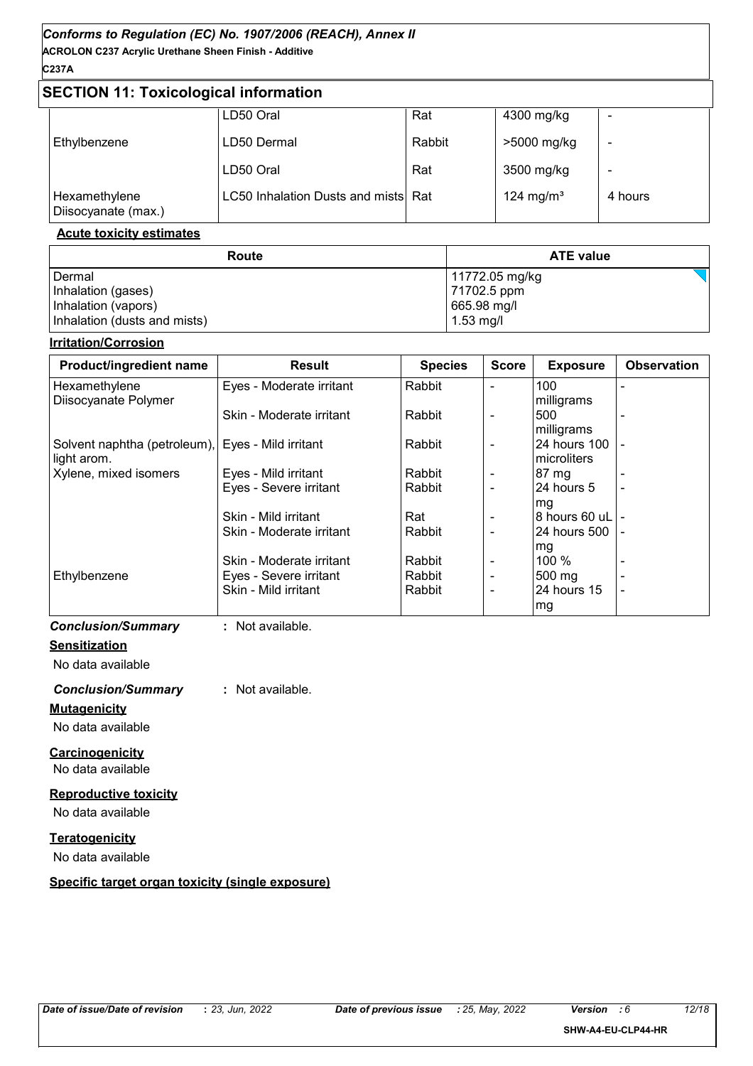## SECTION 11: Toxicological information

| | | | | |
|---|---|---|---|---|
| | LD50 Oral | Rat | 4300 mg/kg | - |
| Ethylbenzene | LD50 Dermal | Rabbit | >5000 mg/kg | - |
| | LD50 Oral | Rat | 3500 mg/kg | - |
| Hexamethylene Diisocyanate (max.) | LC50 Inhalation Dusts and mists | Rat | 124 mg/m³ | 4 hours |

**Acute toxicity estimates**

| Route | ATE value |
|---|---|
| Dermal | 11772.05 mg/kg |
| Inhalation (gases) | 71702.5 ppm |
| Inhalation (vapors) | 665.98 mg/l |
| Inhalation (dusts and mists) | 1.53 mg/l |

**Irritation/Corrosion**

| Product/ingredient name | Result | Species | Score | Exposure | Observation |
|---|---|---|---|---|---|
| Hexamethylene Diisocyanate Polymer | Eyes - Moderate irritant | Rabbit | - | 100 milligrams | - |
| | Skin - Moderate irritant | Rabbit | - | 500 milligrams | - |
| Solvent naphtha (petroleum), light arom. | Eyes - Mild irritant | Rabbit | - | 24 hours 100 microliters | - |
| Xylene, mixed isomers | Eyes - Mild irritant | Rabbit | - | 87 mg | - |
| | Eyes - Severe irritant | Rabbit | - | 24 hours 5 mg | - |
| | Skin - Mild irritant | Rat | - | 8 hours 60 uL | - |
| | Skin - Moderate irritant | Rabbit | - | 24 hours 500 mg | - |
| | Skin - Moderate irritant | Rabbit | - | 100 % | - |
| Ethylbenzene | Eyes - Severe irritant | Rabbit | - | 500 mg | - |
| | Skin - Mild irritant | Rabbit | - | 24 hours 15 mg | - |

***Conclusion/Summary*** : Not available.

**Sensitization**

No data available

***Conclusion/Summary*** : Not available.

**Mutagenicity**

No data available

**Carcinogenicity**

No data available

**Reproductive toxicity**

No data available

**Teratogenicity**

No data available

**Specific target organ toxicity (single exposure)**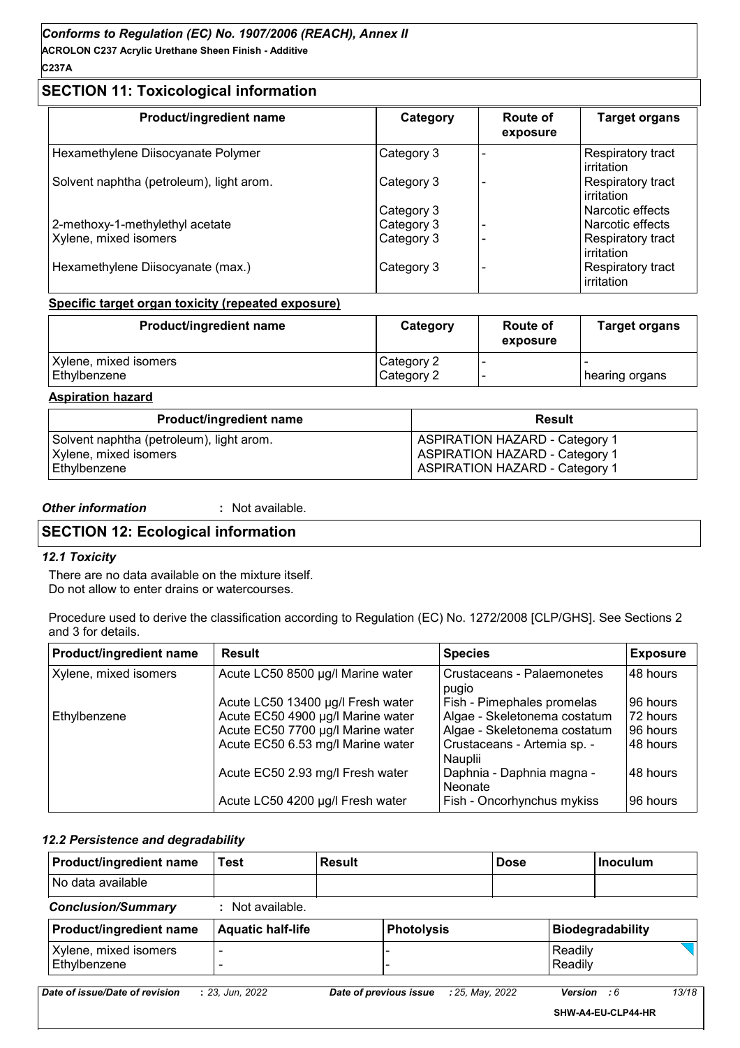## SECTION 11: Toxicological information

| Product/ingredient name | Category | Route of exposure | Target organs |
|---|---|---|---|
| Hexamethylene Diisocyanate Polymer | Category 3 | - | Respiratory tract irritation |
| Solvent naphtha (petroleum), light arom. | Category 3 | - | Respiratory tract irritation |
| | Category 3 | | Narcotic effects |
| 2-methoxy-1-methylethyl acetate | Category 3 | - | Narcotic effects |
| Xylene, mixed isomers | Category 3 | - | Respiratory tract irritation |
| Hexamethylene Diisocyanate (max.) | Category 3 | - | Respiratory tract irritation |

**Specific target organ toxicity (repeated exposure)**

| Product/ingredient name | Category | Route of exposure | Target organs |
|---|---|---|---|
| Xylene, mixed isomers | Category 2 | - | - |
| Ethylbenzene | Category 2 | - | hearing organs |

**Aspiration hazard**

| Product/ingredient name | Result |
|---|---|
| Solvent naphtha (petroleum), light arom. | ASPIRATION HAZARD - Category 1 |
| Xylene, mixed isomers | ASPIRATION HAZARD - Category 1 |
| Ethylbenzene | ASPIRATION HAZARD - Category 1 |

***Other information*** **:** Not available.

## SECTION 12: Ecological information

### *12.1 Toxicity*

There are no data available on the mixture itself.
Do not allow to enter drains or watercourses.

Procedure used to derive the classification according to Regulation (EC) No. 1272/2008 [CLP/GHS]. See Sections 2 and 3 for details.

| Product/ingredient name | Result | Species | Exposure |
|---|---|---|---|
| Xylene, mixed isomers | Acute LC50 8500 µg/l Marine water | Crustaceans - Palaemonetes pugio | 48 hours |
| | Acute LC50 13400 µg/l Fresh water | Fish - Pimephales promelas | 96 hours |
| Ethylbenzene | Acute EC50 4900 µg/l Marine water | Algae - Skeletonema costatum | 72 hours |
| | Acute EC50 7700 µg/l Marine water | Algae - Skeletonema costatum | 96 hours |
| | Acute EC50 6.53 mg/l Marine water | Crustaceans - Artemia sp. - Nauplii | 48 hours |
| | Acute EC50 2.93 mg/l Fresh water | Daphnia - Daphnia magna - Neonate | 48 hours |
| | Acute LC50 4200 µg/l Fresh water | Fish - Oncorhynchus mykiss | 96 hours |

### *12.2 Persistence and degradability*

| Product/ingredient name | Test | Result | Dose | Inoculum |
|---|---|---|---|---|
| No data available | | | | |

***Conclusion/Summary*** **:** Not available.

| Product/ingredient name | Aquatic half-life | Photolysis | Biodegradability |
|---|---|---|---|
| Xylene, mixed isomers | - | - | Readily |
| Ethylbenzene | - | - | Readily |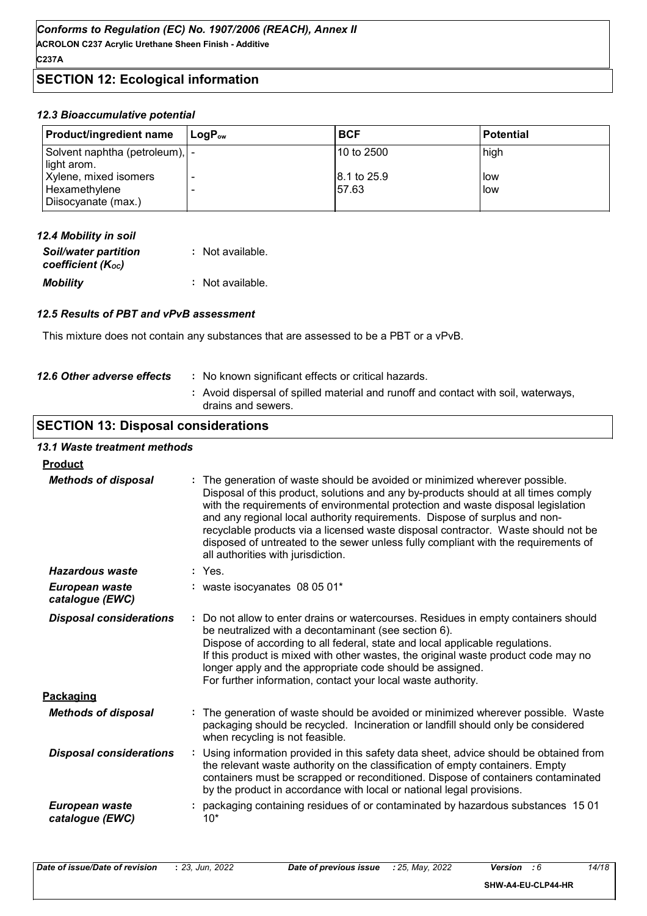## SECTION 12: Ecological information

### 12.3 Bioaccumulative potential

| Product/ingredient name | $LogP_{ow}$ | BCF | Potential |
|---|---|---|---|
| Solvent naphtha (petroleum), light arom. | - | 10 to 2500 | high |
| Xylene, mixed isomers | - | 8.1 to 25.9 | low |
| Hexamethylene Diisocyanate (max.) | - | 57.63 | low |

### 12.4 Mobility in soil

***Soil/water partition coefficient ($K_{OC}$)*** : Not available.

***Mobility*** : Not available.

### 12.5 Results of PBT and vPvB assessment

This mixture does not contain any substances that are assessed to be a PBT or a vPvB.

***12.6 Other adverse effects*** : No known significant effects or critical hazards.

: Avoid dispersal of spilled material and runoff and contact with soil, waterways, drains and sewers.

## SECTION 13: Disposal considerations

### 13.1 Waste treatment methods

**Product**

***Methods of disposal*** : The generation of waste should be avoided or minimized wherever possible. Disposal of this product, solutions and any by-products should at all times comply with the requirements of environmental protection and waste disposal legislation and any regional local authority requirements. Dispose of surplus and non-recyclable products via a licensed waste disposal contractor. Waste should not be disposed of untreated to the sewer unless fully compliant with the requirements of all authorities with jurisdiction.

***Hazardous waste*** : Yes.

***European waste catalogue (EWC)*** : waste isocyanates 08 05 01*

***Disposal considerations*** : Do not allow to enter drains or watercourses. Residues in empty containers should be neutralized with a decontaminant (see section 6).
Dispose of according to all federal, state and local applicable regulations.
If this product is mixed with other wastes, the original waste product code may no longer apply and the appropriate code should be assigned.
For further information, contact your local waste authority.

**Packaging**

***Methods of disposal*** : The generation of waste should be avoided or minimized wherever possible. Waste packaging should be recycled. Incineration or landfill should only be considered when recycling is not feasible.

***Disposal considerations*** : Using information provided in this safety data sheet, advice should be obtained from the relevant waste authority on the classification of empty containers. Empty containers must be scrapped or reconditioned. Dispose of containers contaminated by the product in accordance with local or national legal provisions.

***European waste catalogue (EWC)*** : packaging containing residues of or contaminated by hazardous substances 15 01 10*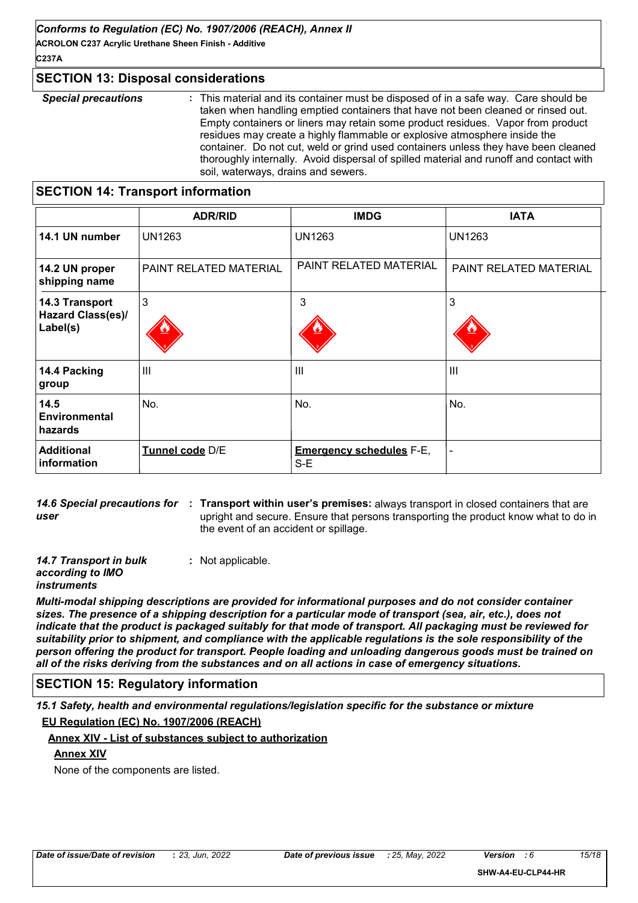## SECTION 13: Disposal considerations

***Special precautions*** : This material and its container must be disposed of in a safe way. Care should be taken when handling emptied containers that have not been cleaned or rinsed out. Empty containers or liners may retain some product residues. Vapor from product residues may create a highly flammable or explosive atmosphere inside the container. Do not cut, weld or grind used containers unless they have been cleaned thoroughly internally. Avoid dispersal of spilled material and runoff and contact with soil, waterways, drains and sewers.

## SECTION 14: Transport information

| | ADR/RID | IMDG | IATA |
|---|---|---|---|
| **14.1 UN number** | UN1263 | UN1263 | UN1263 |
| **14.2 UN proper shipping name** | PAINT RELATED MATERIAL | PAINT RELATED MATERIAL | PAINT RELATED MATERIAL |
| **14.3 Transport Hazard Class(es)/ Label(s)** | 3 | 3 | 3 |
| **14.4 Packing group** | III | III | III |
| **14.5 Environmental hazards** | No. | No. | No. |
| **Additional information** | **Tunnel code** D/E | **Emergency schedules** F-E, S-E | - |

***14.6 Special precautions for user*** : **Transport within user's premises:** always transport in closed containers that are upright and secure. Ensure that persons transporting the product know what to do in the event of an accident or spillage.

***14.7 Transport in bulk according to IMO instruments*** : Not applicable.

***Multi-modal shipping descriptions are provided for informational purposes and do not consider container sizes. The presence of a shipping description for a particular mode of transport (sea, air, etc.), does not indicate that the product is packaged suitably for that mode of transport. All packaging must be reviewed for suitability prior to shipment, and compliance with the applicable regulations is the sole responsibility of the person offering the product for transport. People loading and unloading dangerous goods must be trained on all of the risks deriving from the substances and on all actions in case of emergency situations.***

## SECTION 15: Regulatory information

***15.1 Safety, health and environmental regulations/legislation specific for the substance or mixture***

**EU Regulation (EC) No. 1907/2006 (REACH)**

**Annex XIV - List of substances subject to authorization**

**Annex XIV**

None of the components are listed.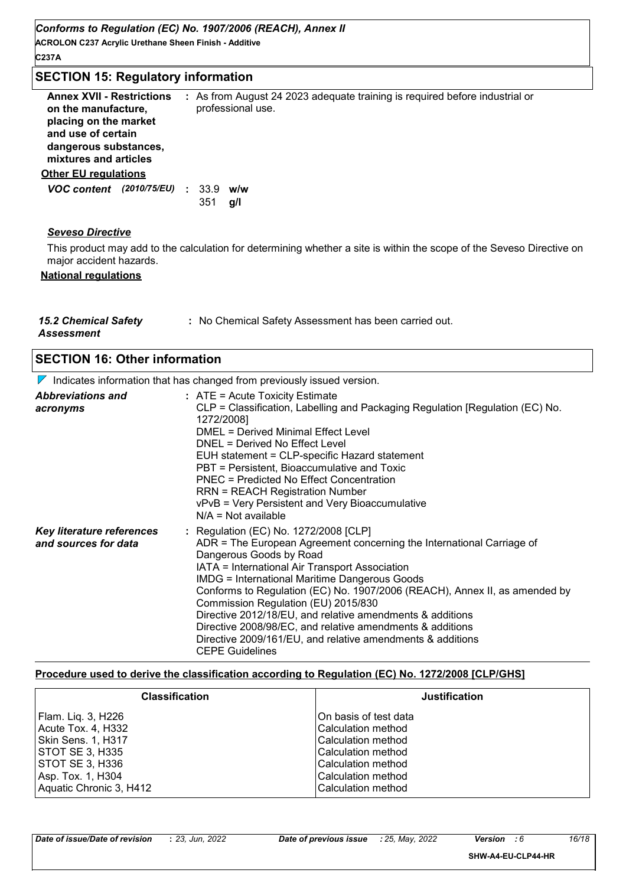## SECTION 15: Regulatory information

**Annex XVII - Restrictions on the manufacture, placing on the market and use of certain dangerous substances, mixtures and articles** : As from August 24 2023 adequate training is required before industrial or professional use.

**Other EU regulations**

***VOC content*** ***(2010/75/EU)*** : 33.9 **w/w**
351 **g/l**

***Seveso Directive***

This product may add to the calculation for determining whether a site is within the scope of the Seveso Directive on major accident hazards.

**National regulations**

***15.2 Chemical Safety Assessment*** : No Chemical Safety Assessment has been carried out.

## SECTION 16: Other information

Indicates information that has changed from previously issued version.

***Abbreviations and acronyms*** :
ATE = Acute Toxicity Estimate
CLP = Classification, Labelling and Packaging Regulation [Regulation (EC) No. 1272/2008]
DMEL = Derived Minimal Effect Level
DNEL = Derived No Effect Level
EUH statement = CLP-specific Hazard statement
PBT = Persistent, Bioaccumulative and Toxic
PNEC = Predicted No Effect Concentration
RRN = REACH Registration Number
vPvB = Very Persistent and Very Bioaccumulative
N/A = Not available

***Key literature references and sources for data*** :
Regulation (EC) No. 1272/2008 [CLP]
ADR = The European Agreement concerning the International Carriage of Dangerous Goods by Road
IATA = International Air Transport Association
IMDG = International Maritime Dangerous Goods
Conforms to Regulation (EC) No. 1907/2006 (REACH), Annex II, as amended by Commission Regulation (EU) 2015/830
Directive 2012/18/EU, and relative amendments & additions
Directive 2008/98/EC, and relative amendments & additions
Directive 2009/161/EU, and relative amendments & additions
CEPE Guidelines

**Procedure used to derive the classification according to Regulation (EC) No. 1272/2008 [CLP/GHS]**

| Classification | Justification |
|---|---|
| Flam. Liq. 3, H226 | On basis of test data |
| Acute Tox. 4, H332 | Calculation method |
| Skin Sens. 1, H317 | Calculation method |
| STOT SE 3, H335 | Calculation method |
| STOT SE 3, H336 | Calculation method |
| Asp. Tox. 1, H304 | Calculation method |
| Aquatic Chronic 3, H412 | Calculation method |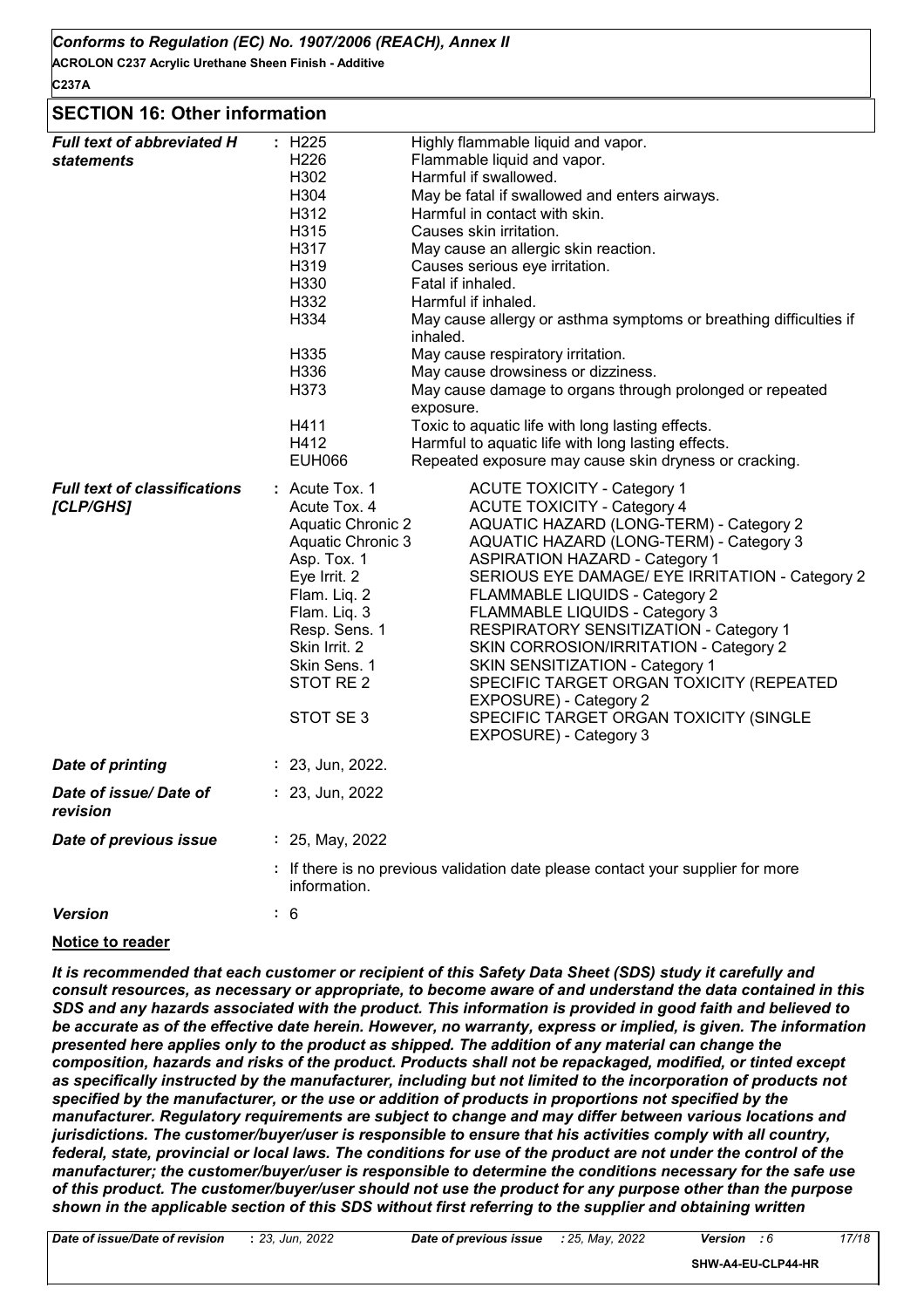## SECTION 16: Other information

| | | |
|---|---|---|
| ***Full text of abbreviated H statements*** | H225 | Highly flammable liquid and vapor. |
| | H226 | Flammable liquid and vapor. |
| | H302 | Harmful if swallowed. |
| | H304 | May be fatal if swallowed and enters airways. |
| | H312 | Harmful in contact with skin. |
| | H315 | Causes skin irritation. |
| | H317 | May cause an allergic skin reaction. |
| | H319 | Causes serious eye irritation. |
| | H330 | Fatal if inhaled. |
| | H332 | Harmful if inhaled. |
| | H334 | May cause allergy or asthma symptoms or breathing difficulties if inhaled. |
| | H335 | May cause respiratory irritation. |
| | H336 | May cause drowsiness or dizziness. |
| | H373 | May cause damage to organs through prolonged or repeated exposure. |
| | H411 | Toxic to aquatic life with long lasting effects. |
| | H412 | Harmful to aquatic life with long lasting effects. |
| | EUH066 | Repeated exposure may cause skin dryness or cracking. |

| | | |
|---|---|---|
| ***Full text of classifications [CLP/GHS]*** | Acute Tox. 1 | ACUTE TOXICITY - Category 1 |
| | Acute Tox. 4 | ACUTE TOXICITY - Category 4 |
| | Aquatic Chronic 2 | AQUATIC HAZARD (LONG-TERM) - Category 2 |
| | Aquatic Chronic 3 | AQUATIC HAZARD (LONG-TERM) - Category 3 |
| | Asp. Tox. 1 | ASPIRATION HAZARD - Category 1 |
| | Eye Irrit. 2 | SERIOUS EYE DAMAGE/ EYE IRRITATION - Category 2 |
| | Flam. Liq. 2 | FLAMMABLE LIQUIDS - Category 2 |
| | Flam. Liq. 3 | FLAMMABLE LIQUIDS - Category 3 |
| | Resp. Sens. 1 | RESPIRATORY SENSITIZATION - Category 1 |
| | Skin Irrit. 2 | SKIN CORROSION/IRRITATION - Category 2 |
| | Skin Sens. 1 | SKIN SENSITIZATION - Category 1 |
| | STOT RE 2 | SPECIFIC TARGET ORGAN TOXICITY (REPEATED EXPOSURE) - Category 2 |
| | STOT SE 3 | SPECIFIC TARGET ORGAN TOXICITY (SINGLE EXPOSURE) - Category 3 |

***Date of printing*** : 23, Jun, 2022.

***Date of issue/ Date of revision*** : 23, Jun, 2022

***Date of previous issue*** : 25, May, 2022

: If there is no previous validation date please contact your supplier for more information.

***Version*** : 6

**Notice to reader**

***It is recommended that each customer or recipient of this Safety Data Sheet (SDS) study it carefully and consult resources, as necessary or appropriate, to become aware of and understand the data contained in this SDS and any hazards associated with the product. This information is provided in good faith and believed to be accurate as of the effective date herein. However, no warranty, express or implied, is given. The information presented here applies only to the product as shipped. The addition of any material can change the composition, hazards and risks of the product. Products shall not be repackaged, modified, or tinted except as specifically instructed by the manufacturer, including but not limited to the incorporation of products not specified by the manufacturer, or the use or addition of products in proportions not specified by the manufacturer. Regulatory requirements are subject to change and may differ between various locations and jurisdictions. The customer/buyer/user is responsible to ensure that his activities comply with all country, federal, state, provincial or local laws. The conditions for use of the product are not under the control of the manufacturer; the customer/buyer/user is responsible to determine the conditions necessary for the safe use of this product. The customer/buyer/user should not use the product for any purpose other than the purpose shown in the applicable section of this SDS without first referring to the supplier and obtaining written***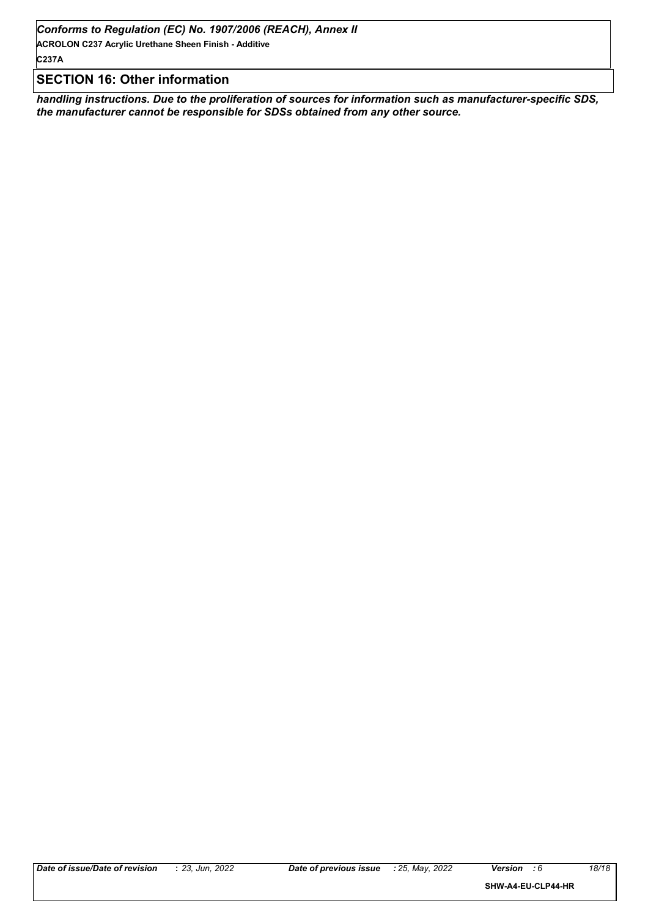## SECTION 16: Other information

***handling instructions. Due to the proliferation of sources for information such as manufacturer-specific SDS, the manufacturer cannot be responsible for SDSs obtained from any other source.***